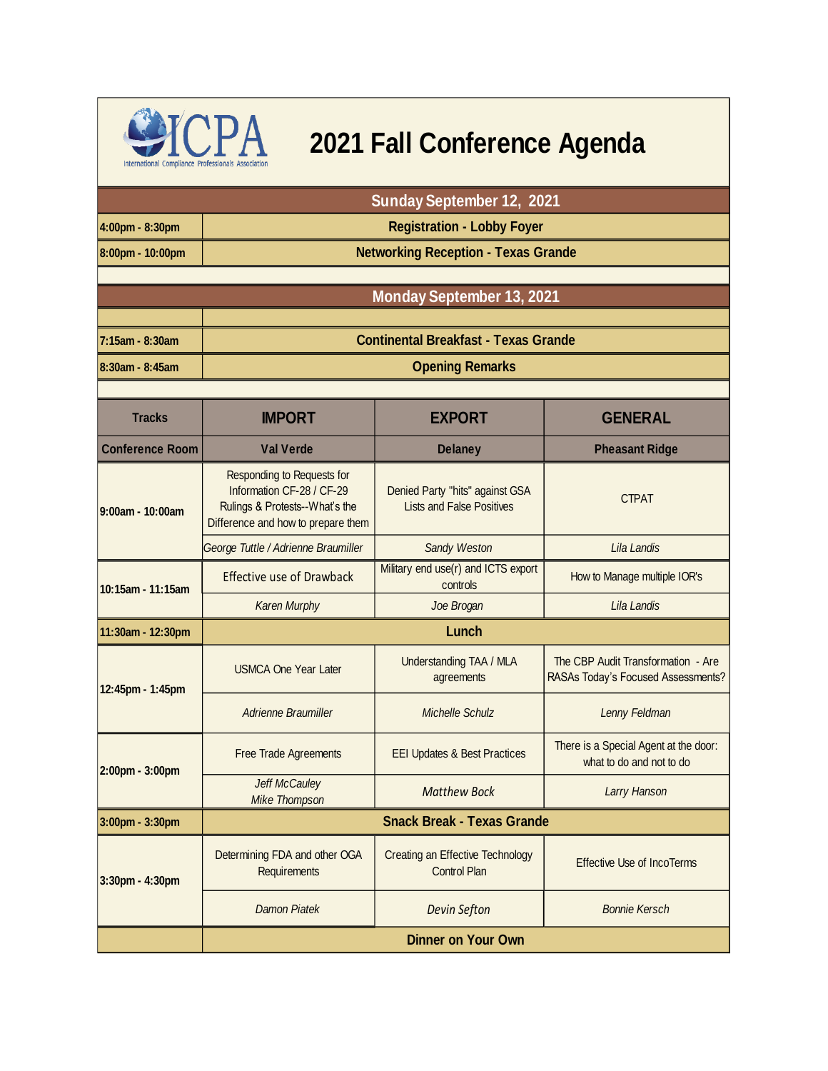ICPA International Compliance Professionals Association

# 2021 Fall Conference Agenda

## Sunday September 12, 2021

| | |
|---|---|
| 4:00pm - 8:30pm | **Registration - Lobby Foyer** |
| 8:00pm - 10:00pm | **Networking Reception - Texas Grande** |

## Monday September 13, 2021

| | |
|---|---|
| 7:15am - 8:30am | **Continental Breakfast - Texas Grande** |
| 8:30am - 8:45am | **Opening Remarks** |

| Tracks | IMPORT | EXPORT | GENERAL |
|---|---|---|---|
| **Conference Room** | **Val Verde** | **Delaney** | **Pheasant Ridge** |
| 9:00am - 10:00am | Responding to Requests for Information CF-28 / CF-29 Rulings & Protests--What's the Difference and how to prepare them | Denied Party "hits" against GSA Lists and False Positives | CTPAT |
| | *George Tuttle / Adrienne Braumiller* | *Sandy Weston* | *Lila Landis* |
| 10:15am - 11:15am | Effective use of Drawback | Military end use(r) and ICTS export controls | How to Manage multiple IOR's |
| | *Karen Murphy* | *Joe Brogan* | *Lila Landis* |
| 11:30am - 12:30pm | **Lunch** | | |
| 12:45pm - 1:45pm | USMCA One Year Later | Understanding TAA / MLA agreements | The CBP Audit Transformation - Are RASAs Today's Focused Assessments? |
| | *Adrienne Braumiller* | *Michelle Schulz* | *Lenny Feldman* |
| 2:00pm - 3:00pm | Free Trade Agreements | EEI Updates & Best Practices | There is a Special Agent at the door: what to do and not to do |
| | *Jeff McCauley* *Mike Thompson* | *Matthew Bock* | *Larry Hanson* |
| 3:00pm - 3:30pm | **Snack Break - Texas Grande** | | |
| 3:30pm - 4:30pm | Determining FDA and other OGA Requirements | Creating an Effective Technology Control Plan | Effective Use of IncoTerms |
| | *Damon Piatek* | *Devin Sefton* | *Bonnie Kersch* |
| | **Dinner on Your Own** | | |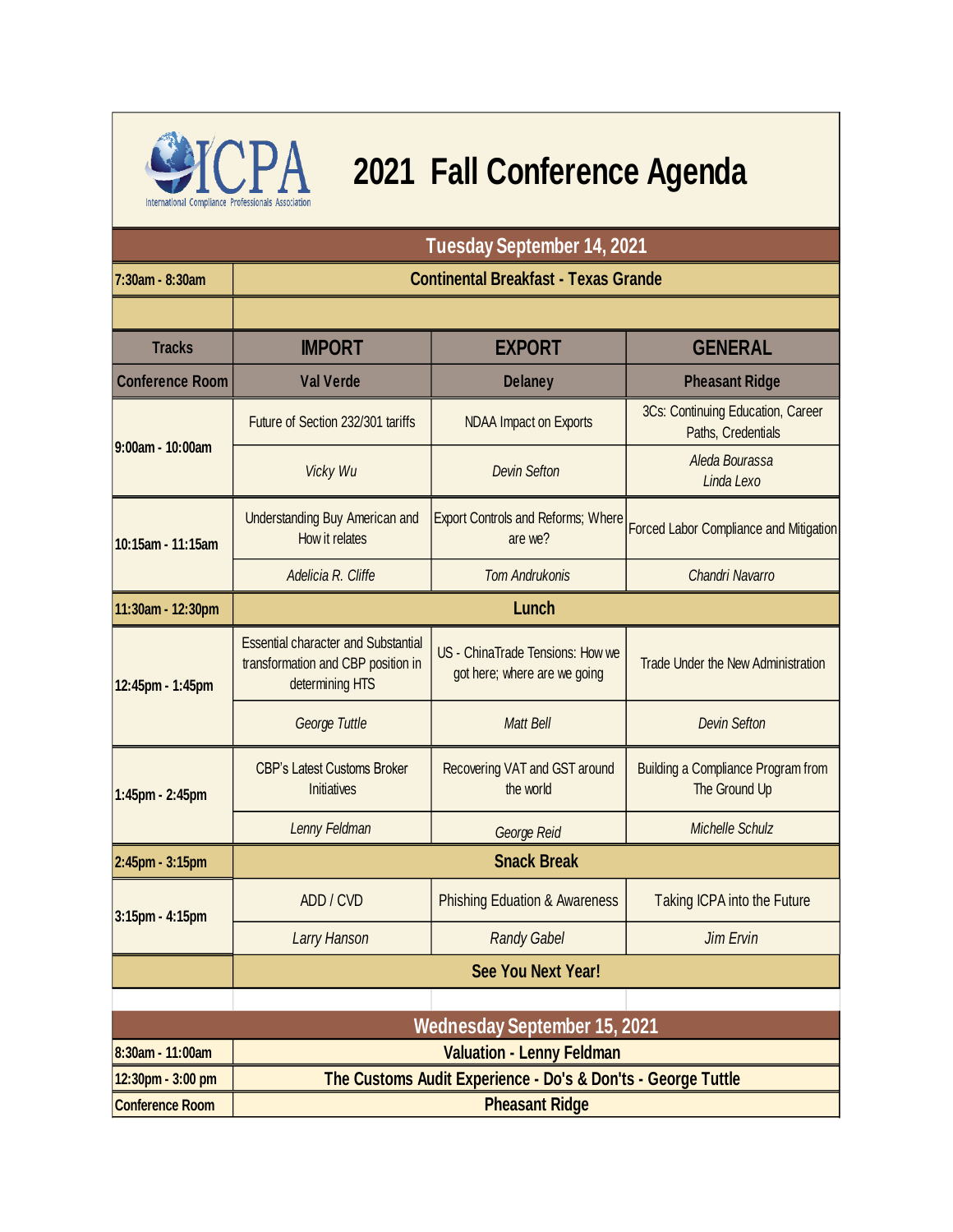ICPA International Compliance Professionals Association

# 2021 Fall Conference Agenda

| | | | |
|---|---|---|---|
| **Tuesday September 14, 2021** | | | |
| **7:30am - 8:30am** | **Continental Breakfast - Texas Grande** | | |
| | | | |
| **Tracks** | **IMPORT** | **EXPORT** | **GENERAL** |
| **Conference Room** | **Val Verde** | **Delaney** | **Pheasant Ridge** |
| **9:00am - 10:00am** | Future of Section 232/301 tariffs | NDAA Impact on Exports | 3Cs: Continuing Education, Career Paths, Credentials |
| | *Vicky Wu* | *Devin Sefton* | *Aleda Bourassa*<br>*Linda Lexo* |
| **10:15am - 11:15am** | Understanding Buy American and How it relates | Export Controls and Reforms; Where are we? | Forced Labor Compliance and Mitigation |
| | *Adelicia R. Cliffe* | *Tom Andrukonis* | *Chandri Navarro* |
| **11:30am - 12:30pm** | **Lunch** | | |
| **12:45pm - 1:45pm** | Essential character and Substantial transformation and CBP position in determining HTS | US - ChinaTrade Tensions: How we got here; where are we going | Trade Under the New Administration |
| | *George Tuttle* | *Matt Bell* | *Devin Sefton* |
| **1:45pm - 2:45pm** | CBP's Latest Customs Broker Initiatives | Recovering VAT and GST around the world | Building a Compliance Program from The Ground Up |
| | *Lenny Feldman* | *George Reid* | *Michelle Schulz* |
| **2:45pm - 3:15pm** | **Snack Break** | | |
| **3:15pm - 4:15pm** | ADD / CVD | Phishing Eduation & Awareness | Taking ICPA into the Future |
| | *Larry Hanson* | *Randy Gabel* | *Jim Ervin* |
| | **See You Next Year!** | | |

| | |
|---|---|
| **Wednesday September 15, 2021** | |
| **8:30am - 11:00am** | **Valuation - Lenny Feldman** |
| **12:30pm - 3:00 pm** | **The Customs Audit Experience - Do's & Don'ts - George Tuttle** |
| **Conference Room** | **Pheasant Ridge** |